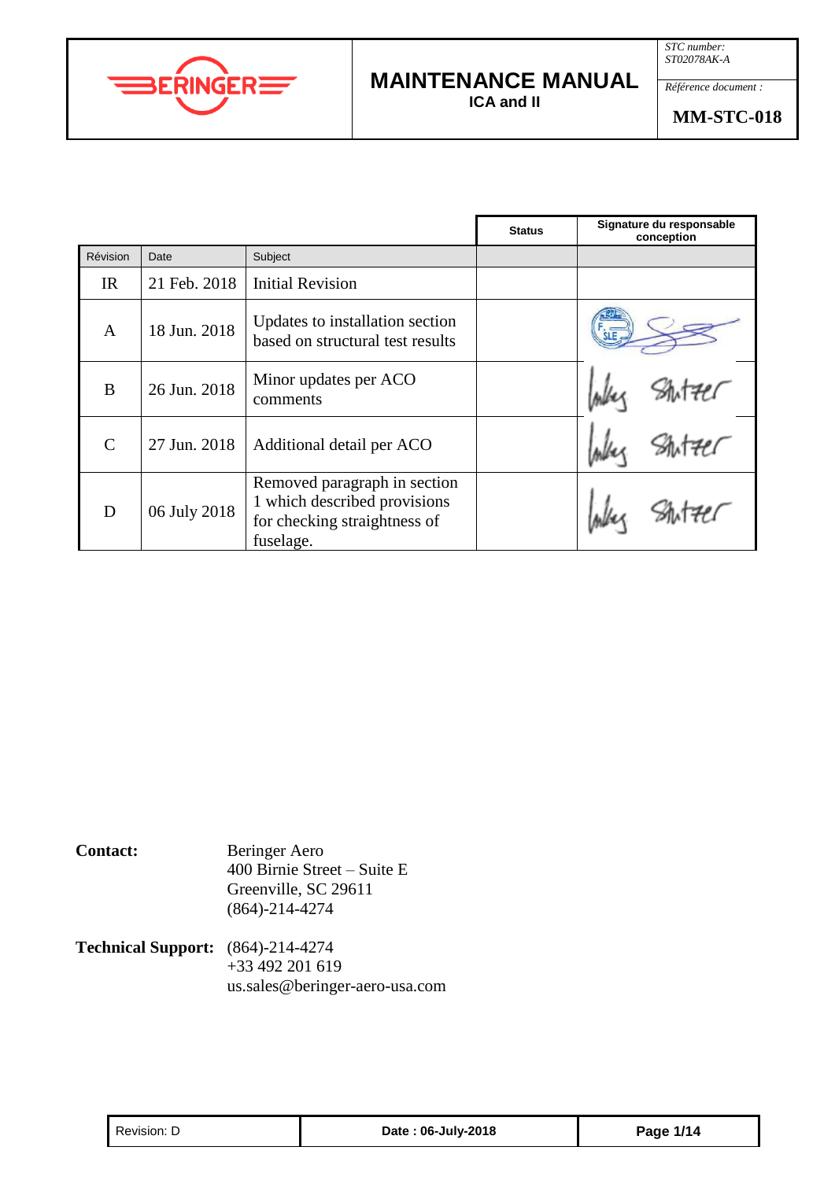| | | | | |
|---|---|---|---|---|
| **BERINGER** | **MAINTENANCE MANUAL**<br>**ICA and II** | *STC number: ST02078AK-A* | | |
| | | *Référence document :* **MM-STC-018** | | |

| Révision | Date | Subject | Status | Signature du responsable conception |
|---|---|---|---|---|
| IR | 21 Feb. 2018 | Initial Revision | | |
| A | 18 Jun. 2018 | Updates to installation section based on structural test results | | |
| B | 26 Jun. 2018 | Minor updates per ACO comments | | |
| C | 27 Jun. 2018 | Additional detail per ACO | | |
| D | 06 July 2018 | Removed paragraph in section 1 which described provisions for checking straightness of fuselage. | | |

**Contact:** Beringer Aero
400 Birnie Street – Suite E
Greenville, SC 29611
(864)-214-4274

**Technical Support:** (864)-214-4274
+33 492 201 619
us.sales@beringer-aero-usa.com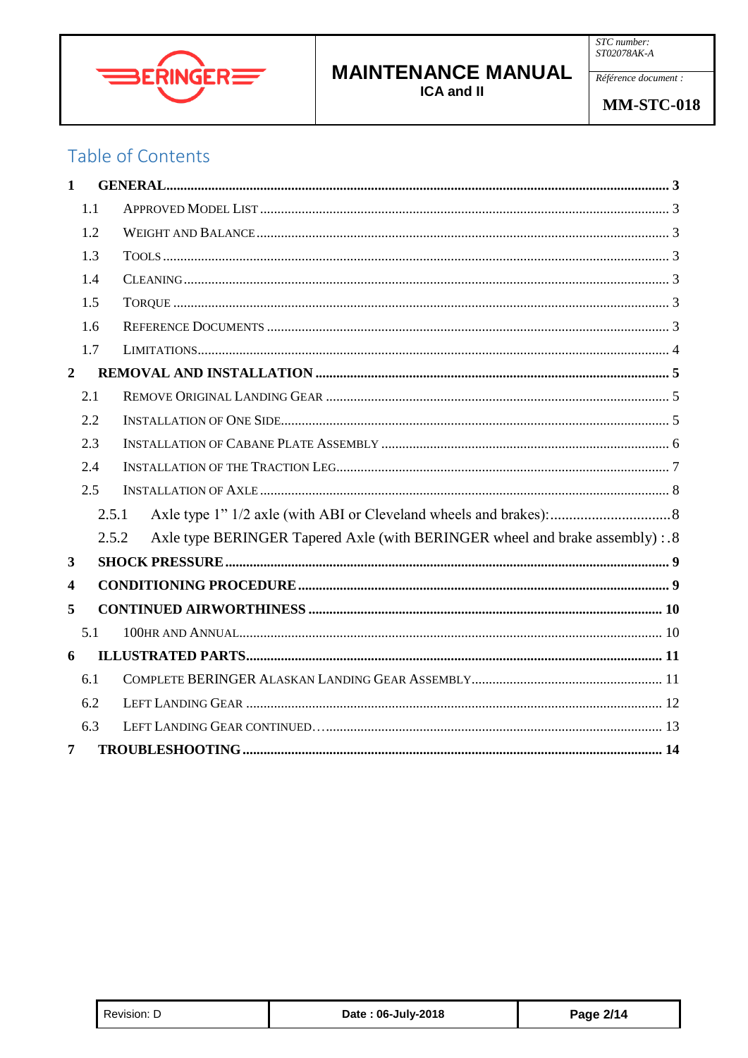# Table of Contents

**1 GENERAL** ........ **3**

- 1.1 APPROVED MODEL LIST ........ 3
- 1.2 WEIGHT AND BALANCE ........ 3
- 1.3 TOOLS ........ 3
- 1.4 CLEANING ........ 3
- 1.5 TORQUE ........ 3
- 1.6 REFERENCE DOCUMENTS ........ 3
- 1.7 LIMITATIONS ........ 4

**2 REMOVAL AND INSTALLATION** ........ **5**

- 2.1 REMOVE ORIGINAL LANDING GEAR ........ 5
- 2.2 INSTALLATION OF ONE SIDE ........ 5
- 2.3 INSTALLATION OF CABANE PLATE ASSEMBLY ........ 6
- 2.4 INSTALLATION OF THE TRACTION LEG ........ 7
- 2.5 INSTALLATION OF AXLE ........ 8
  - 2.5.1 Axle type 1” 1/2 axle (with ABI or Cleveland wheels and brakes): ........ 8
  - 2.5.2 Axle type BERINGER Tapered Axle (with BERINGER wheel and brake assembly) : ........ 8

**3 SHOCK PRESSURE** ........ **9**

**4 CONDITIONING PROCEDURE** ........ **9**

**5 CONTINUED AIRWORTHINESS** ........ **10**

- 5.1 100HR AND ANNUAL ........ 10

**6 ILLUSTRATED PARTS** ........ **11**

- 6.1 COMPLETE BERINGER ALASKAN LANDING GEAR ASSEMBLY ........ 11
- 6.2 LEFT LANDING GEAR ........ 12
- 6.3 LEFT LANDING GEAR CONTINUED… ........ 13

**7 TROUBLESHOOTING** ........ **14**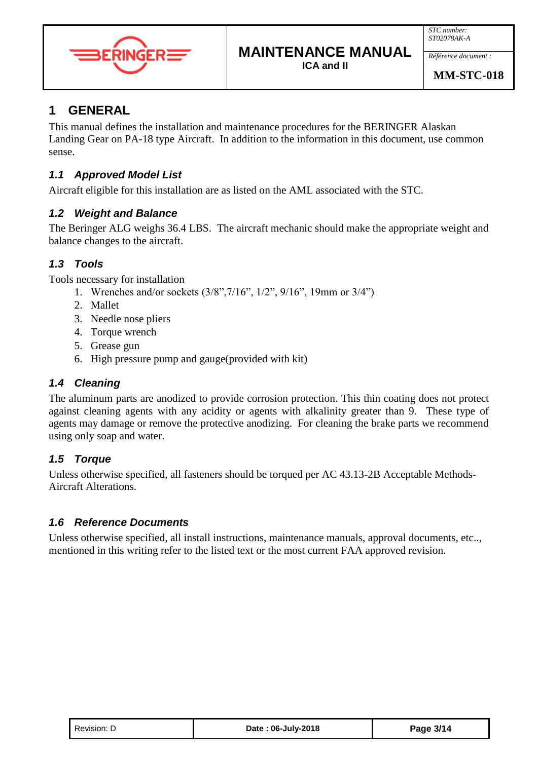# 1 GENERAL

This manual defines the installation and maintenance procedures for the BERINGER Alaskan Landing Gear on PA-18 type Aircraft. In addition to the information in this document, use common sense.

## *1.1 Approved Model List*

Aircraft eligible for this installation are as listed on the AML associated with the STC.

## *1.2 Weight and Balance*

The Beringer ALG weighs 36.4 LBS. The aircraft mechanic should make the appropriate weight and balance changes to the aircraft.

## *1.3 Tools*

Tools necessary for installation

1. Wrenches and/or sockets (3/8",7/16", 1/2", 9/16", 19mm or 3/4")
2. Mallet
3. Needle nose pliers
4. Torque wrench
5. Grease gun
6. High pressure pump and gauge(provided with kit)

## *1.4 Cleaning*

The aluminum parts are anodized to provide corrosion protection. This thin coating does not protect against cleaning agents with any acidity or agents with alkalinity greater than 9. These type of agents may damage or remove the protective anodizing. For cleaning the brake parts we recommend using only soap and water.

## *1.5 Torque*

Unless otherwise specified, all fasteners should be torqued per AC 43.13-2B Acceptable Methods-Aircraft Alterations.

## *1.6 Reference Documents*

Unless otherwise specified, all install instructions, maintenance manuals, approval documents, etc.., mentioned in this writing refer to the listed text or the most current FAA approved revision.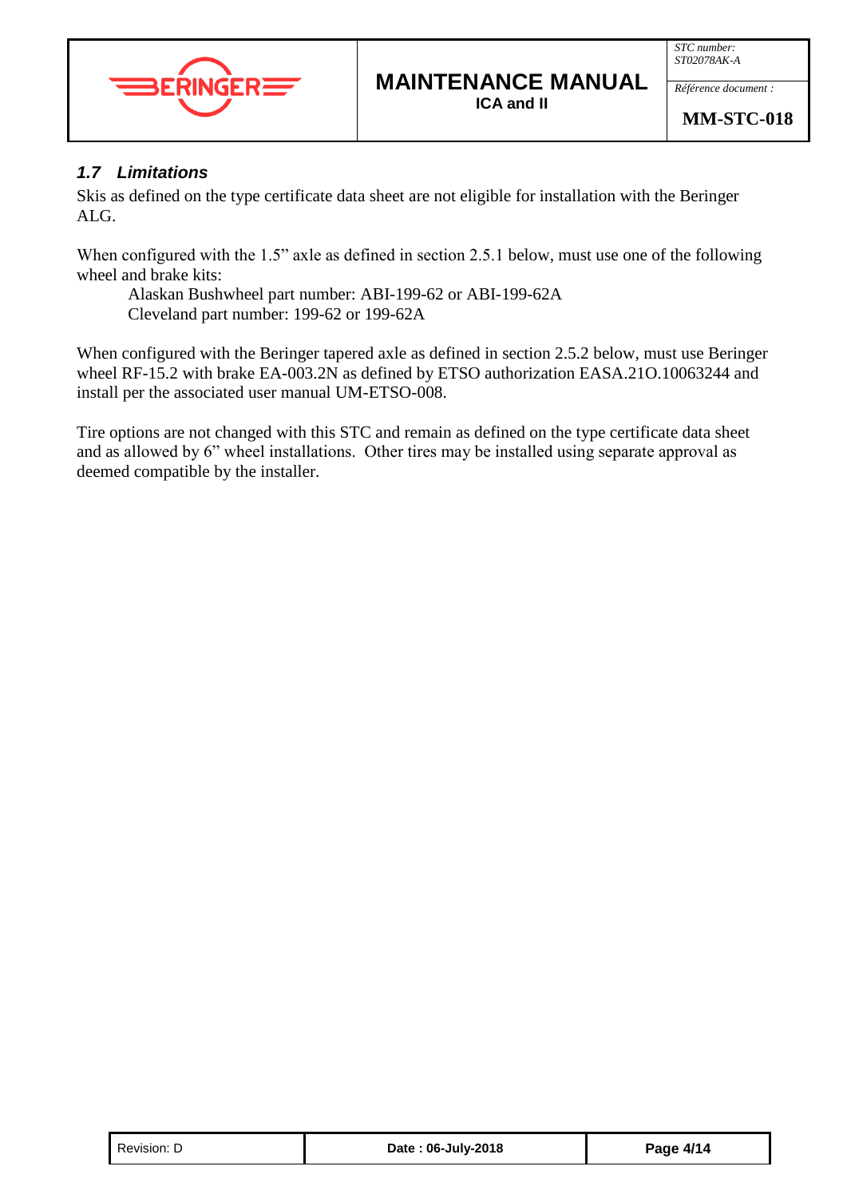### *1.7 Limitations*

Skis as defined on the type certificate data sheet are not eligible for installation with the Beringer ALG.

When configured with the 1.5" axle as defined in section 2.5.1 below, must use one of the following wheel and brake kits:

Alaskan Bushwheel part number: ABI-199-62 or ABI-199-62A
Cleveland part number: 199-62 or 199-62A

When configured with the Beringer tapered axle as defined in section 2.5.2 below, must use Beringer wheel RF-15.2 with brake EA-003.2N as defined by ETSO authorization EASA.21O.10063244 and install per the associated user manual UM-ETSO-008.

Tire options are not changed with this STC and remain as defined on the type certificate data sheet and as allowed by 6" wheel installations. Other tires may be installed using separate approval as deemed compatible by the installer.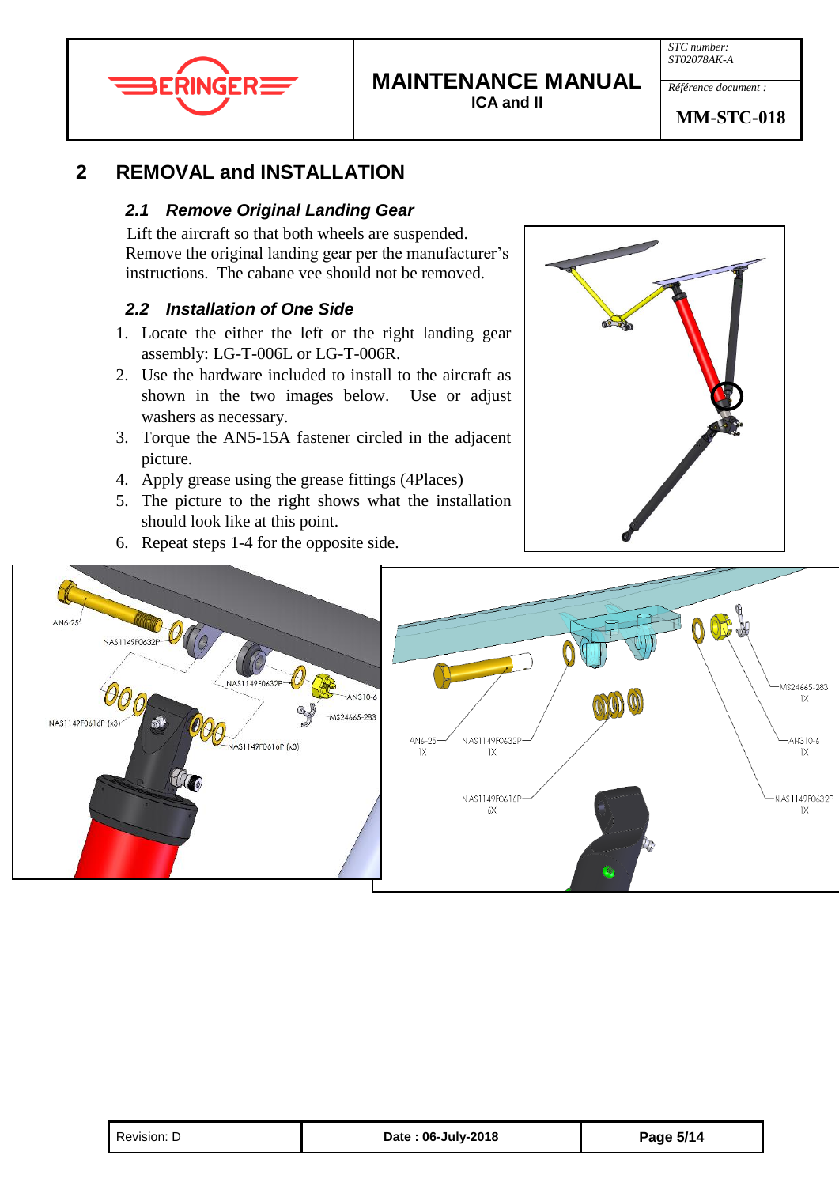## 2 REMOVAL and INSTALLATION

### *2.1 Remove Original Landing Gear*

Lift the aircraft so that both wheels are suspended. Remove the original landing gear per the manufacturer's instructions. The cabane vee should not be removed.

### *2.2 Installation of One Side*

1. Locate the either the left or the right landing gear assembly: LG-T-006L or LG-T-006R.
2. Use the hardware included to install to the aircraft as shown in the two images below. Use or adjust washers as necessary.
3. Torque the AN5-15A fastener circled in the adjacent picture.
4. Apply grease using the grease fittings (4Places)
5. The picture to the right shows what the installation should look like at this point.
6. Repeat steps 1-4 for the opposite side.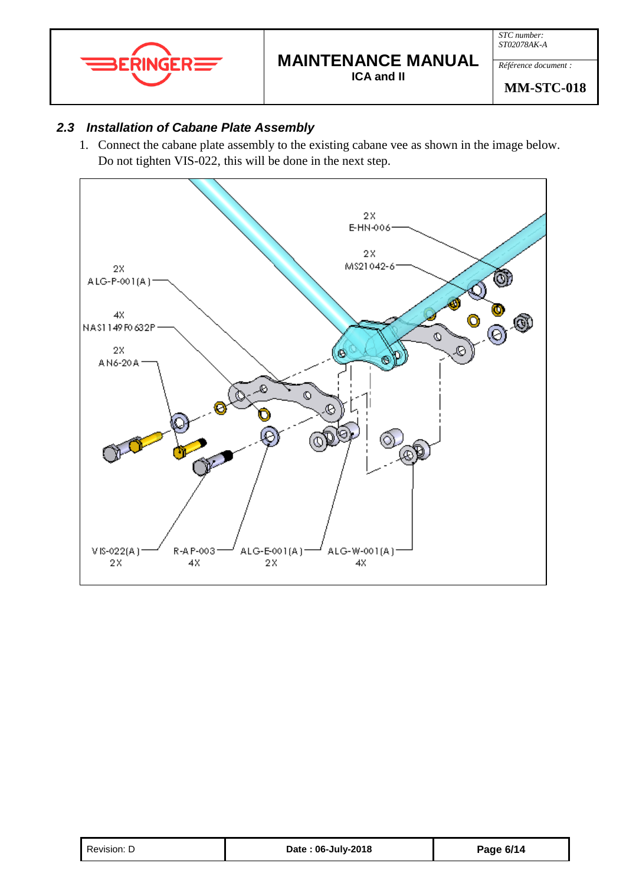## 2.3 *Installation of Cabane Plate Assembly*

1. Connect the cabane plate assembly to the existing cabane vee as shown in the image below. Do not tighten VIS-022, this will be done in the next step.

2X E-HN-006

2X MS21042-6

2X ALG-P-001(A)

4X NAS1149F0632P

2X AN6-20A

VIS-022(A) 2X

R-AP-003 4X

ALG-E-001(A) 2X

ALG-W-001(A) 4X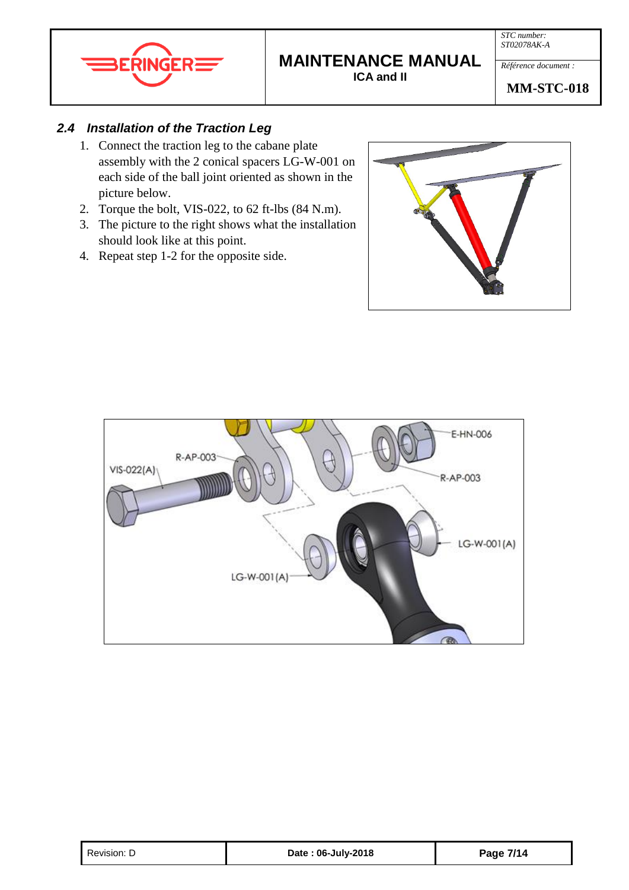## 2.4 Installation of the Traction Leg

1. Connect the traction leg to the cabane plate assembly with the 2 conical spacers LG-W-001 on each side of the ball joint oriented as shown in the picture below.
2. Torque the bolt, VIS-022, to 62 ft-lbs (84 N.m).
3. The picture to the right shows what the installation should look like at this point.
4. Repeat step 1-2 for the opposite side.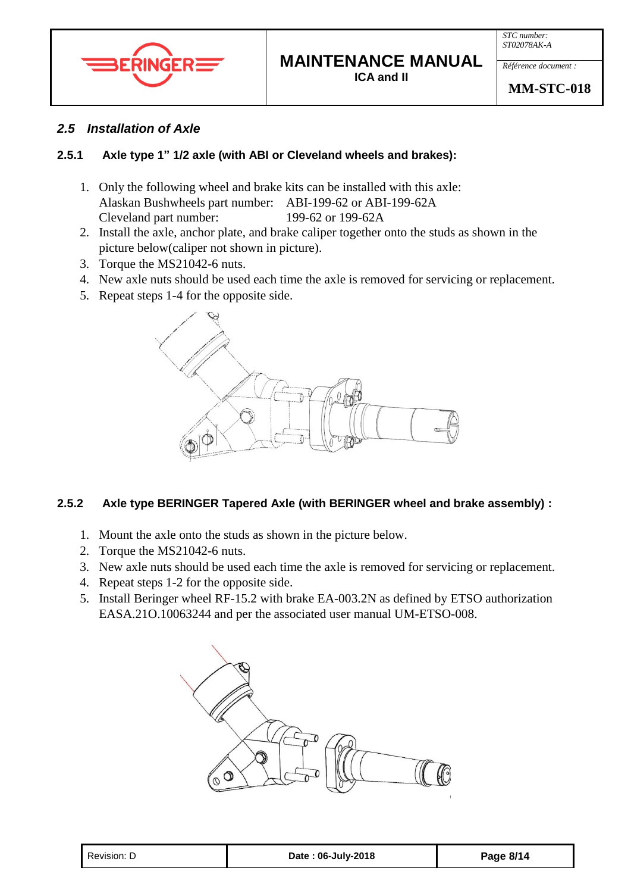## 2.5 Installation of Axle

### 2.5.1 Axle type 1" 1/2 axle (with ABI or Cleveland wheels and brakes):

1. Only the following wheel and brake kits can be installed with this axle:
   Alaskan Bushwheels part number: ABI-199-62 or ABI-199-62A
   Cleveland part number: 199-62 or 199-62A
2. Install the axle, anchor plate, and brake caliper together onto the studs as shown in the picture below(caliper not shown in picture).
3. Torque the MS21042-6 nuts.
4. New axle nuts should be used each time the axle is removed for servicing or replacement.
5. Repeat steps 1-4 for the opposite side.

### 2.5.2 Axle type BERINGER Tapered Axle (with BERINGER wheel and brake assembly) :

1. Mount the axle onto the studs as shown in the picture below.
2. Torque the MS21042-6 nuts.
3. New axle nuts should be used each time the axle is removed for servicing or replacement.
4. Repeat steps 1-2 for the opposite side.
5. Install Beringer wheel RF-15.2 with brake EA-003.2N as defined by ETSO authorization EASA.21O.10063244 and per the associated user manual UM-ETSO-008.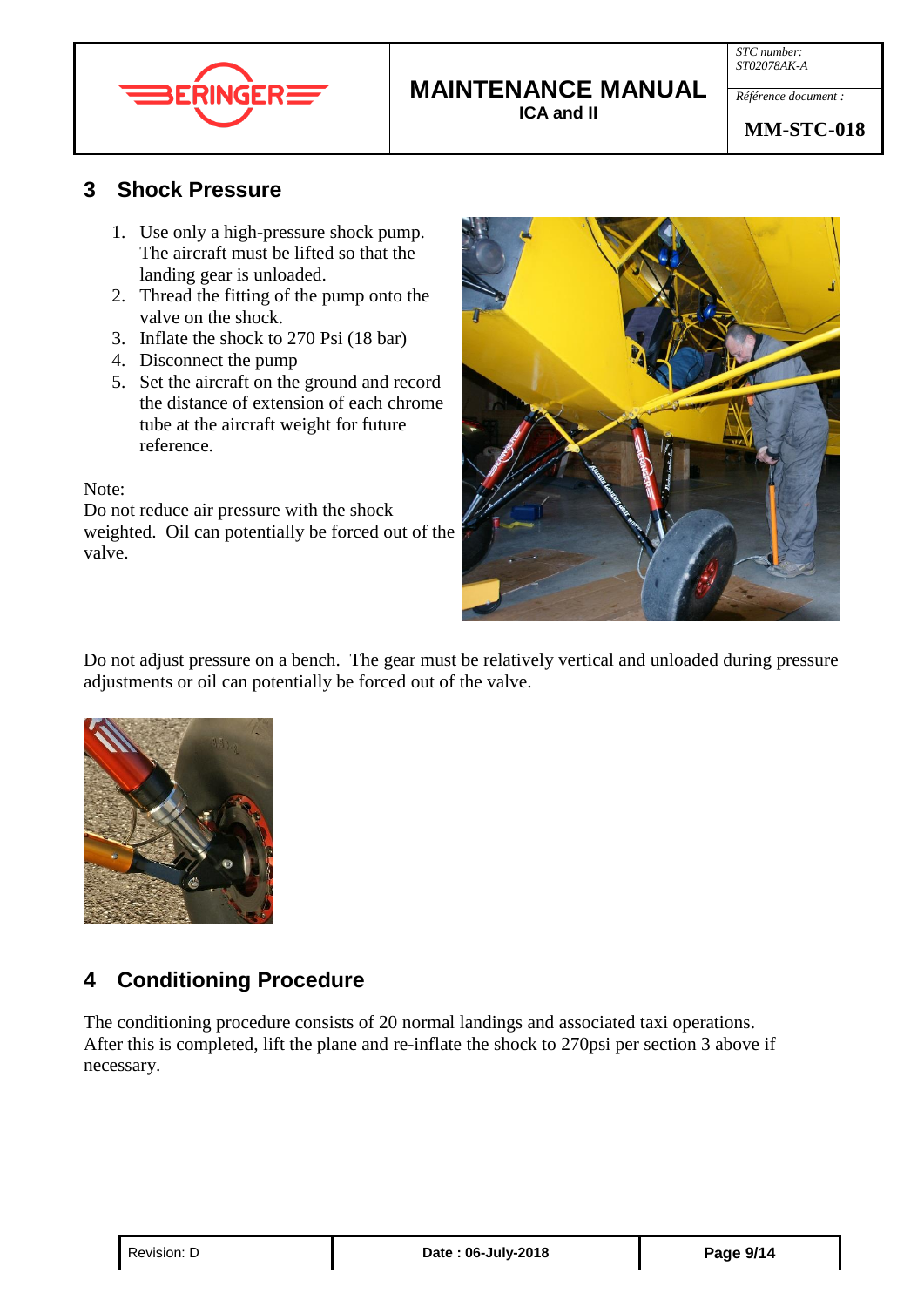## 3 Shock Pressure

1. Use only a high-pressure shock pump. The aircraft must be lifted so that the landing gear is unloaded.
2. Thread the fitting of the pump onto the valve on the shock.
3. Inflate the shock to 270 Psi (18 bar)
4. Disconnect the pump
5. Set the aircraft on the ground and record the distance of extension of each chrome tube at the aircraft weight for future reference.

Note:
Do not reduce air pressure with the shock weighted. Oil can potentially be forced out of the valve.

Do not adjust pressure on a bench. The gear must be relatively vertical and unloaded during pressure adjustments or oil can potentially be forced out of the valve.

## 4 Conditioning Procedure

The conditioning procedure consists of 20 normal landings and associated taxi operations. After this is completed, lift the plane and re-inflate the shock to 270psi per section 3 above if necessary.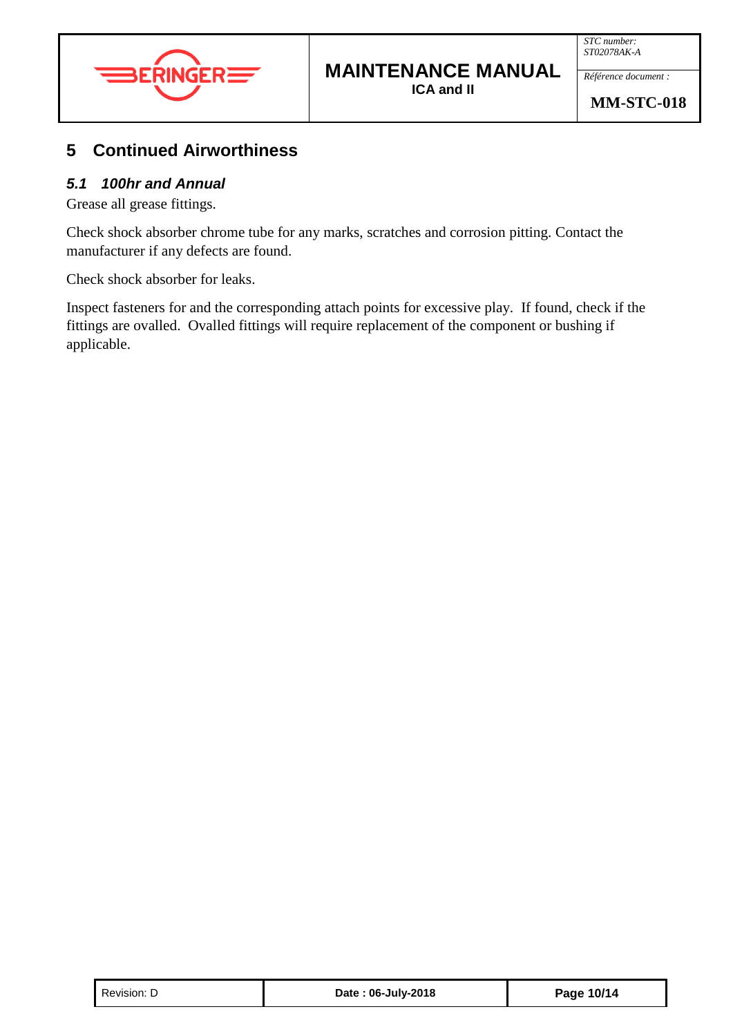# 5 Continued Airworthiness

## *5.1 100hr and Annual*

Grease all grease fittings.

Check shock absorber chrome tube for any marks, scratches and corrosion pitting. Contact the manufacturer if any defects are found.

Check shock absorber for leaks.

Inspect fasteners for and the corresponding attach points for excessive play. If found, check if the fittings are ovalled. Ovalled fittings will require replacement of the component or bushing if applicable.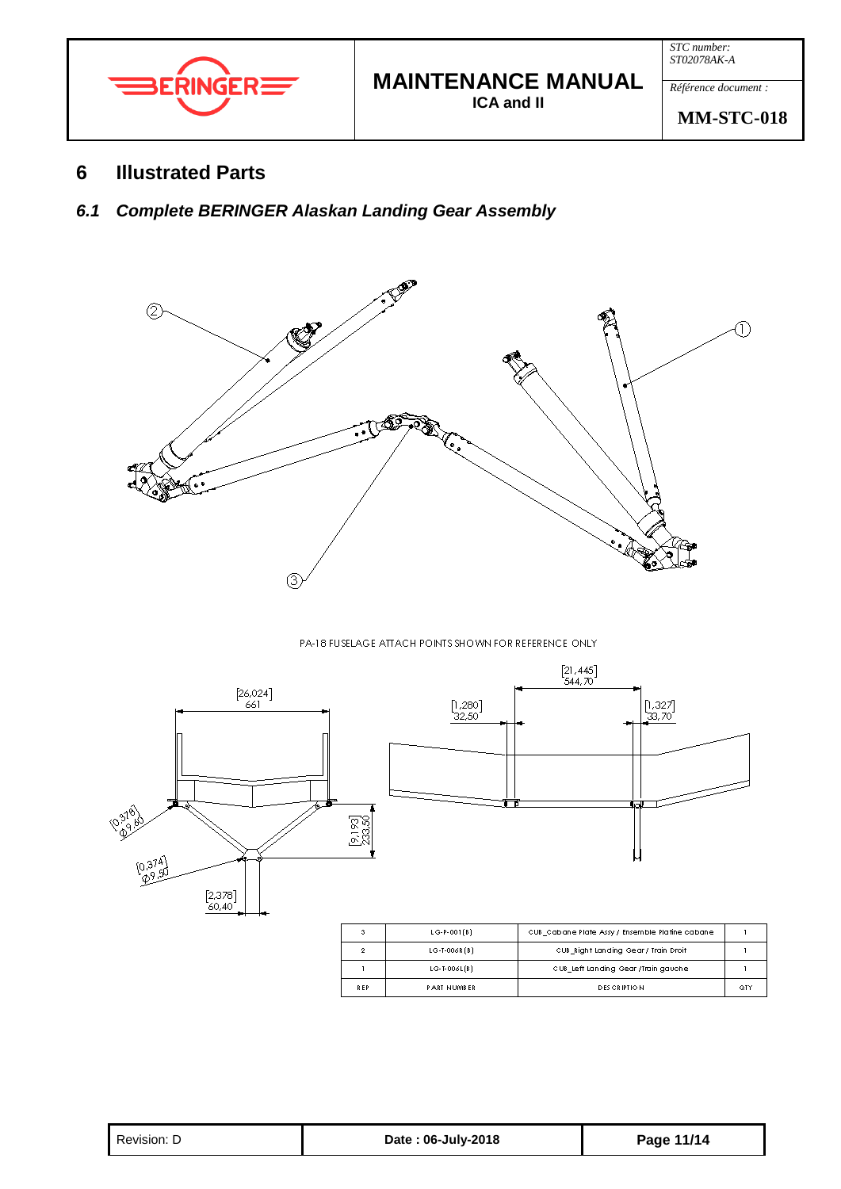## 6 Illustrated Parts

### *6.1 Complete BERINGER Alaskan Landing Gear Assembly*

PA-18 FUSELAGE ATTACH POINTS SHOWN FOR REFERENCE ONLY

| REP | PART NUMBER | DESCRIPTION | QTY |
|---|---|---|---|
| 3 | LG-P-001(B) | CUB_Cabane Plate Assy / Ensemble Platine cabane | 1 |
| 2 | LG-T-006R(B) | CUB_Right Landing Gear / Train Droit | 1 |
| 1 | LG-T-006L(B) | CUB_Left Landing Gear /Train gauche | 1 |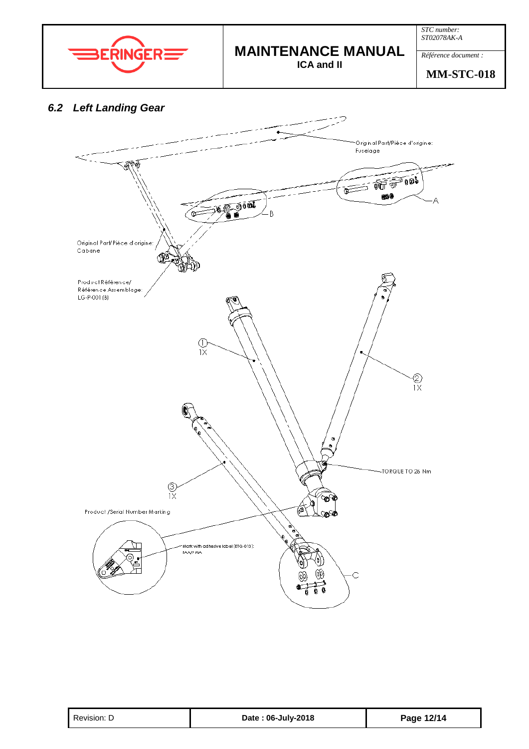## 6.2 Left Landing Gear

Original Part/Pièce d'origine: Fuselage

A

B

Original Part/Pièce d'origine: Cabane

Product Référence/ Référence Assemblage: LG-P-001 (B)

① 1X

② 1X

③ 1X

TORQUE TO 26 Nm

Product /Serial Number Marking

Mark with adhesive label (ETQ-013): P/N/ P/IN

C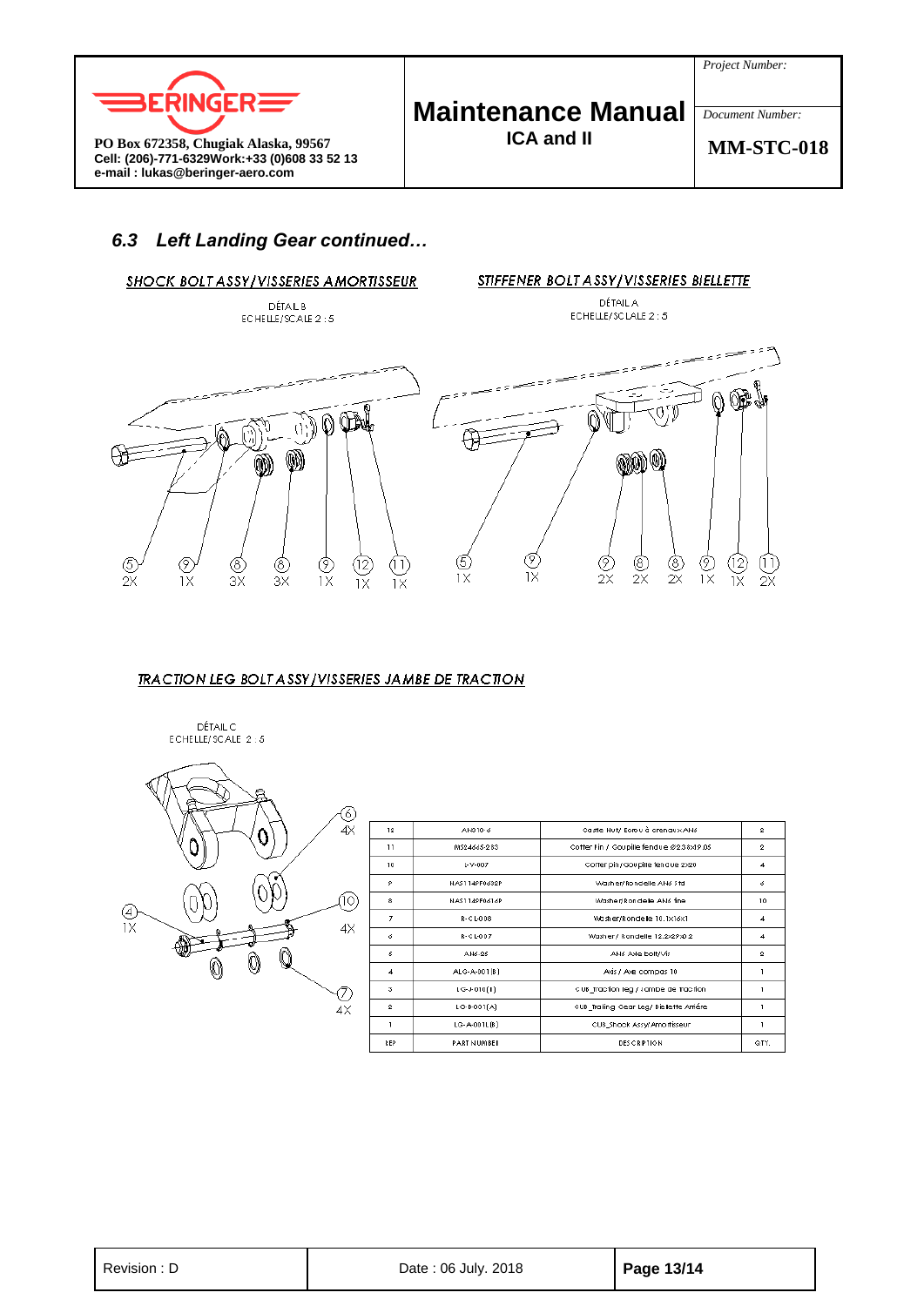### 6.3 Left Landing Gear continued…

SHOCK BOLT ASSY/VISSERIES AMORTISSEUR

DÉTAIL B
ECHELLE/SCALE 2 : 5

| ⑤ | ⑨ | ⑧ | ⑥ | ⑨ | ⑫ | ⑪ |
|---|---|---|---|---|---|---|
| 2X | 1X | 3X | 3X | 1X | 1X | 1X |

STIFFENER BOLT ASSY/VISSERIES BIELLETTE

DÉTAIL A
ECHELLE/SCLALE 2 : 5

| ⑤ | ⑨ | ⑨ | ⑧ | ⑧ | ⑨ | ⑫ | ⑪ |
|---|---|---|---|---|---|---|---|
| 1X | 1X | 2X | 2X | 2X | 1X | 1X | 2X |

TRACTION LEG BOLT ASSY/VISSERIES JAMBE DE TRACTION

DÉTAIL C
ECHELLE/SCALE 2 : 5

④ 1X, ⑥ 4X, ⑩ 4X, ⑦ 4X

| REP | PART NUMBER | DESCRIPTION | QTY. |
|---|---|---|---|
| 12 | AN310-6 | Castle Nut/ Ecrou à créneaux AN6 | 2 |
| 11 | MS24665-283 | Cotter Pin / Goupille fendue Ø2.38x19.05 | 2 |
| 10 | LV-007 | Cotter pin / Goupille fendue 2x20 | 4 |
| 9 | NAS1149F0632P | Washer/Rondelle AN6 Std | 6 |
| 8 | NAS1149F0616P | Washer/Rondelle AN6 fine | 10 |
| 7 | R-CL-008 | Washer/Rondelle 10.1x16x1 | 4 |
| 6 | R-CL-007 | Washer/ Rondelle 12.2x29x0.2 | 4 |
| 5 | AN6-26 | AN6 Axle bolt/Vis | 2 |
| 4 | ALG-A-001(B) | Axis / Axe compas 10 | 1 |
| 3 | LG-J-010(E) | CUB_Traction leg / Jambe de traction | 1 |
| 2 | LG-B-001(A) | CUB_Trailing Gear Leg/ Biellette Arrière | 1 |
| 1 | LG-A-001L(B) | CUB_Shock Assy/Amortisseur | 1 |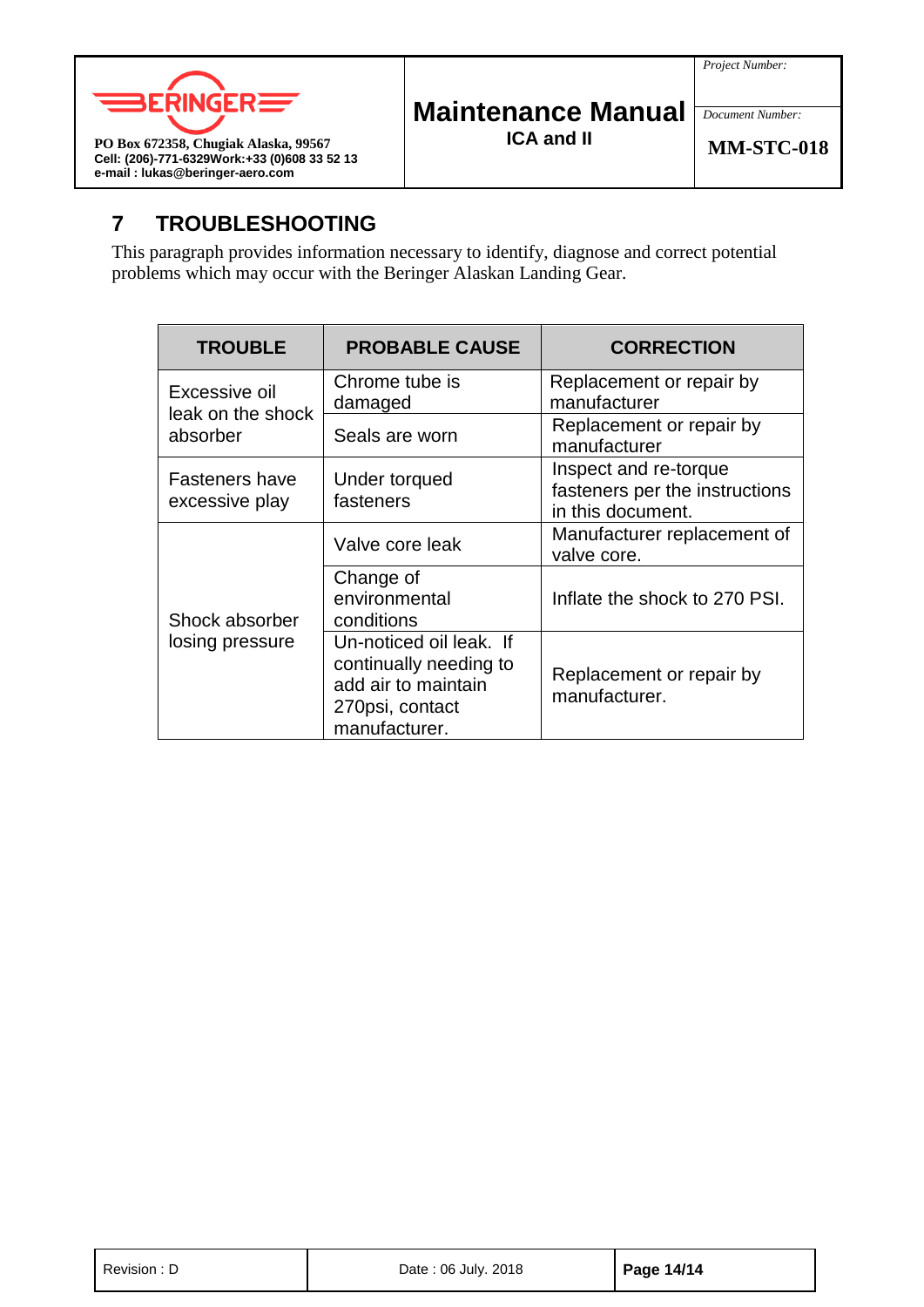## 7 TROUBLESHOOTING

This paragraph provides information necessary to identify, diagnose and correct potential problems which may occur with the Beringer Alaskan Landing Gear.

| TROUBLE | PROBABLE CAUSE | CORRECTION |
|---|---|---|
| Excessive oil leak on the shock absorber | Chrome tube is damaged | Replacement or repair by manufacturer |
| | Seals are worn | Replacement or repair by manufacturer |
| Fasteners have excessive play | Under torqued fasteners | Inspect and re-torque fasteners per the instructions in this document. |
| Shock absorber losing pressure | Valve core leak | Manufacturer replacement of valve core. |
| | Change of environmental conditions | Inflate the shock to 270 PSI. |
| | Un-noticed oil leak. If continually needing to add air to maintain 270psi, contact manufacturer. | Replacement or repair by manufacturer. |